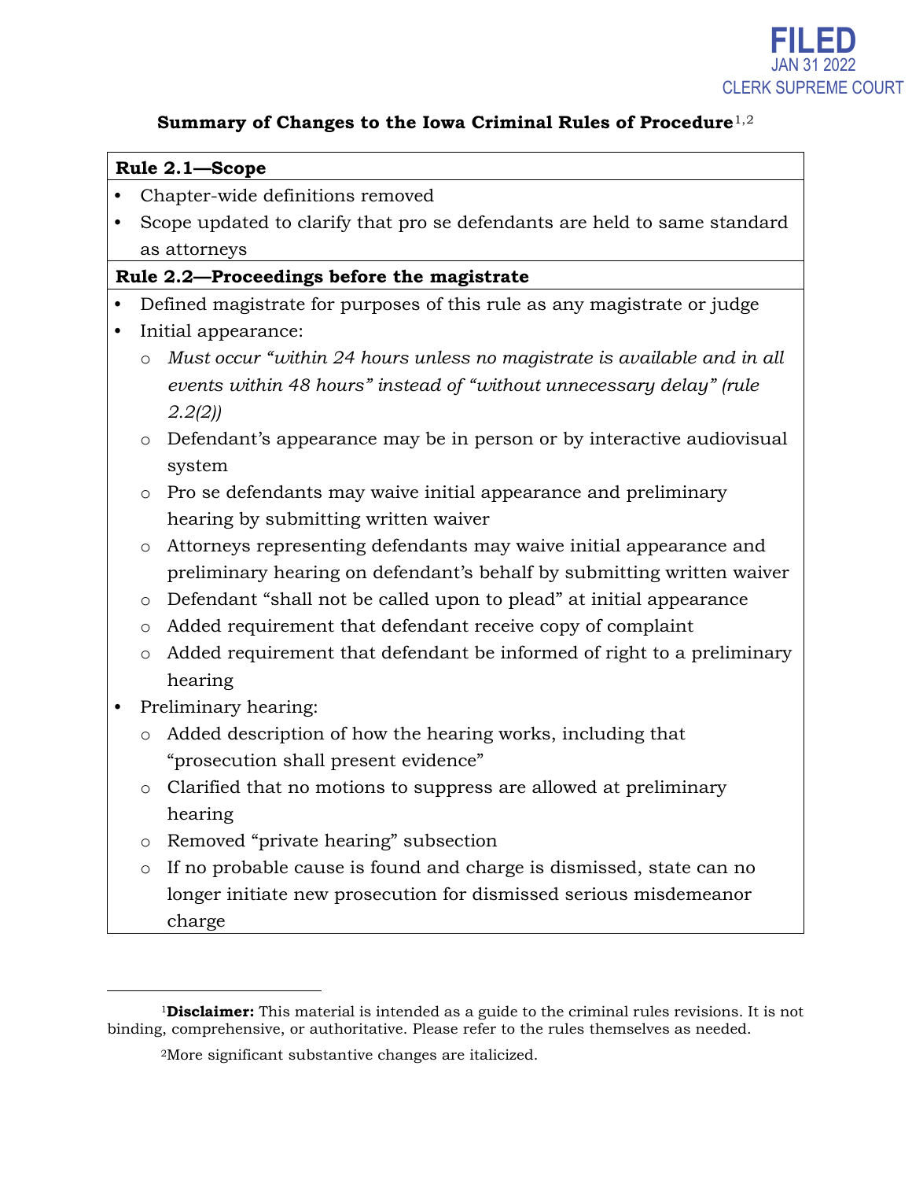FILED
JAN 31 2022
CLERK SUPREME COURT

## Summary of Changes to the Iowa Criminal Rules of Procedure[1,2]

**Rule 2.1—Scope**

- Chapter-wide definitions removed
- Scope updated to clarify that pro se defendants are held to same standard as attorneys

**Rule 2.2—Proceedings before the magistrate**

- Defined magistrate for purposes of this rule as any magistrate or judge
- Initial appearance:
  - *Must occur "within 24 hours unless no magistrate is available and in all events within 48 hours" instead of "without unnecessary delay" (rule 2.2(2))*
  - Defendant's appearance may be in person or by interactive audiovisual system
  - Pro se defendants may waive initial appearance and preliminary hearing by submitting written waiver
  - Attorneys representing defendants may waive initial appearance and preliminary hearing on defendant's behalf by submitting written waiver
  - Defendant "shall not be called upon to plead" at initial appearance
  - Added requirement that defendant receive copy of complaint
  - Added requirement that defendant be informed of right to a preliminary hearing
- Preliminary hearing:
  - Added description of how the hearing works, including that "prosecution shall present evidence"
  - Clarified that no motions to suppress are allowed at preliminary hearing
  - Removed "private hearing" subsection
  - If no probable cause is found and charge is dismissed, state can no longer initiate new prosecution for dismissed serious misdemeanor charge

---

[1]**Disclaimer:** This material is intended as a guide to the criminal rules revisions. It is not binding, comprehensive, or authoritative. Please refer to the rules themselves as needed.

[2]More significant substantive changes are italicized.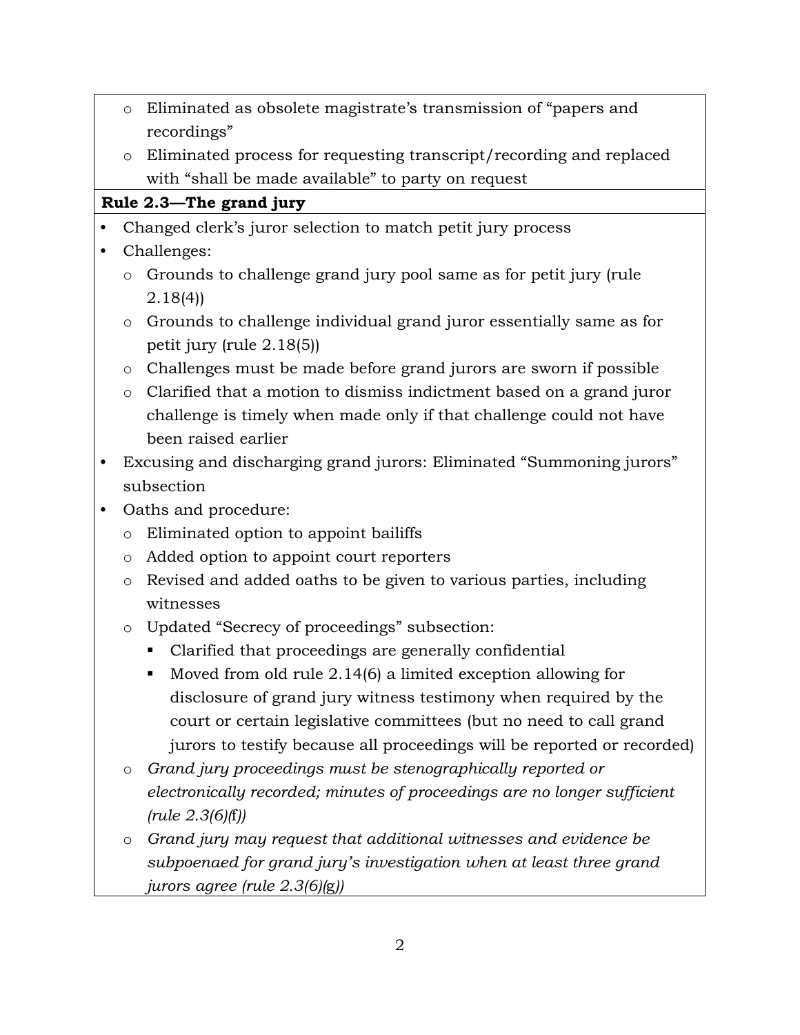- Eliminated as obsolete magistrate's transmission of "papers and recordings"
- Eliminated process for requesting transcript/recording and replaced with "shall be made available" to party on request

**Rule 2.3—The grand jury**

- Changed clerk's juror selection to match petit jury process
- Challenges:
  - Grounds to challenge grand jury pool same as for petit jury (rule 2.18(4))
  - Grounds to challenge individual grand juror essentially same as for petit jury (rule 2.18(5))
  - Challenges must be made before grand jurors are sworn if possible
  - Clarified that a motion to dismiss indictment based on a grand juror challenge is timely when made only if that challenge could not have been raised earlier
- Excusing and discharging grand jurors: Eliminated "Summoning jurors" subsection
- Oaths and procedure:
  - Eliminated option to appoint bailiffs
  - Added option to appoint court reporters
  - Revised and added oaths to be given to various parties, including witnesses
  - Updated "Secrecy of proceedings" subsection:
    - Clarified that proceedings are generally confidential
    - Moved from old rule 2.14(6) a limited exception allowing for disclosure of grand jury witness testimony when required by the court or certain legislative committees (but no need to call grand jurors to testify because all proceedings will be reported or recorded)
  - *Grand jury proceedings must be stenographically reported or electronically recorded; minutes of proceedings are no longer sufficient (rule 2.3(6)(f))*
  - *Grand jury may request that additional witnesses and evidence be subpoenaed for grand jury's investigation when at least three grand jurors agree (rule 2.3(6)(g))*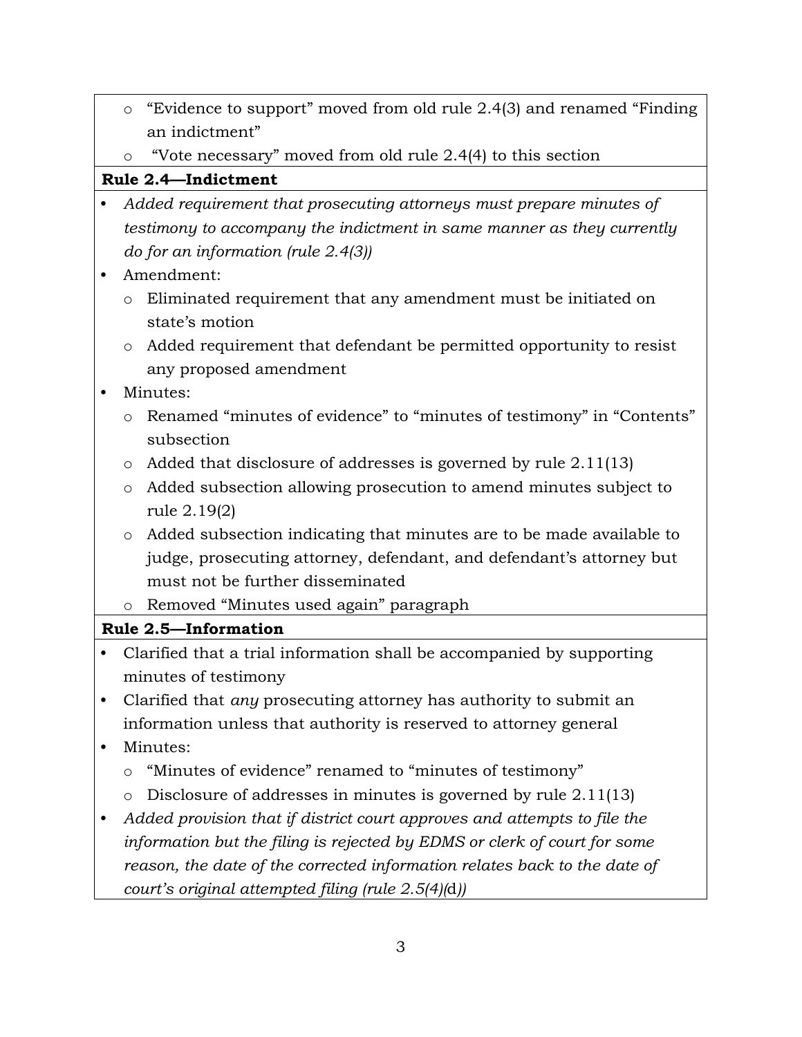- "Evidence to support" moved from old rule 2.4(3) and renamed "Finding an indictment"
- "Vote necessary" moved from old rule 2.4(4) to this section

**Rule 2.4—Indictment**

- *Added requirement that prosecuting attorneys must prepare minutes of testimony to accompany the indictment in same manner as they currently do for an information (rule 2.4(3))*
- Amendment:
  - Eliminated requirement that any amendment must be initiated on state's motion
  - Added requirement that defendant be permitted opportunity to resist any proposed amendment
- Minutes:
  - Renamed "minutes of evidence" to "minutes of testimony" in "Contents" subsection
  - Added that disclosure of addresses is governed by rule 2.11(13)
  - Added subsection allowing prosecution to amend minutes subject to rule 2.19(2)
  - Added subsection indicating that minutes are to be made available to judge, prosecuting attorney, defendant, and defendant's attorney but must not be further disseminated
  - Removed "Minutes used again" paragraph

**Rule 2.5—Information**

- Clarified that a trial information shall be accompanied by supporting minutes of testimony
- Clarified that *any* prosecuting attorney has authority to submit an information unless that authority is reserved to attorney general
- Minutes:
  - "Minutes of evidence" renamed to "minutes of testimony"
  - Disclosure of addresses in minutes is governed by rule 2.11(13)
- *Added provision that if district court approves and attempts to file the information but the filing is rejected by EDMS or clerk of court for some reason, the date of the corrected information relates back to the date of court's original attempted filing (rule 2.5(4)(d))*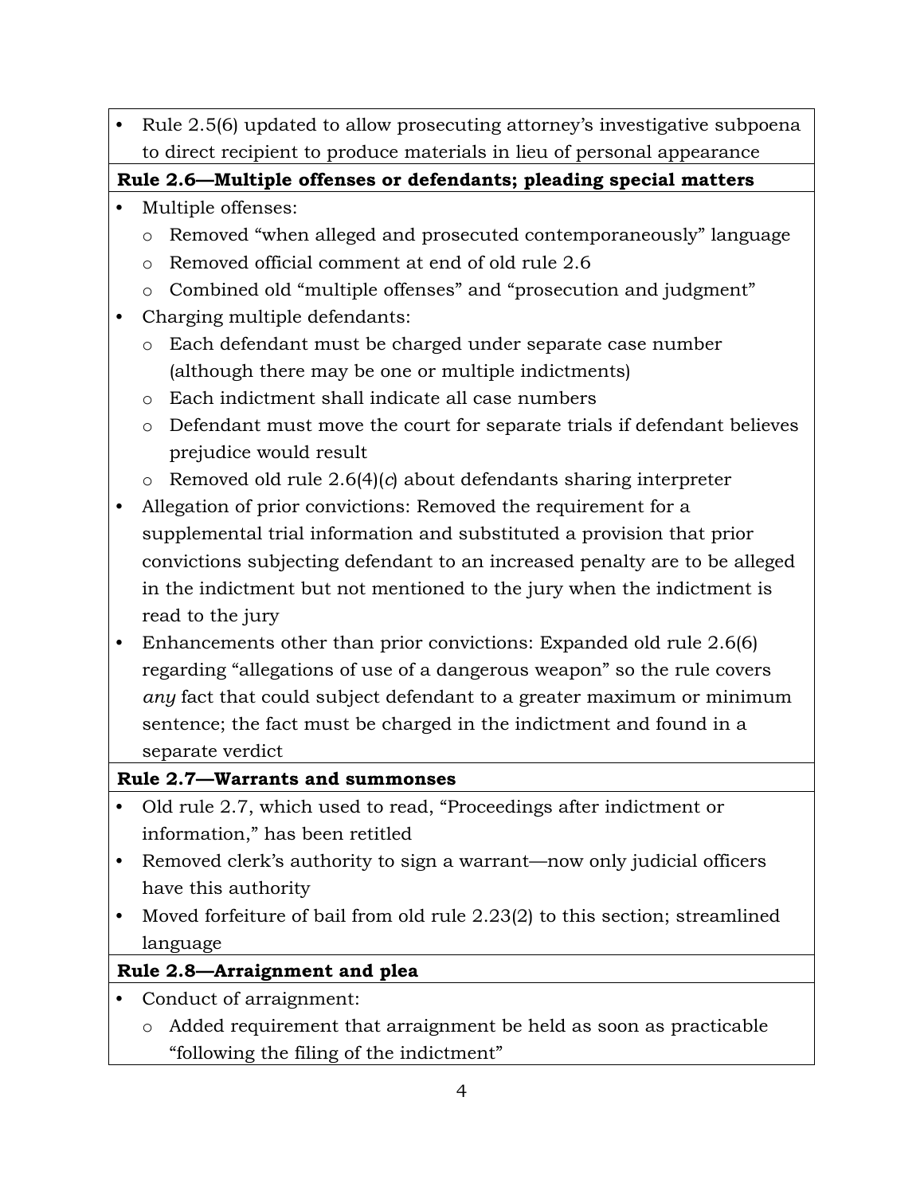- Rule 2.5(6) updated to allow prosecuting attorney's investigative subpoena to direct recipient to produce materials in lieu of personal appearance

**Rule 2.6—Multiple offenses or defendants; pleading special matters**

- Multiple offenses:
  - Removed "when alleged and prosecuted contemporaneously" language
  - Removed official comment at end of old rule 2.6
  - Combined old "multiple offenses" and "prosecution and judgment"
- Charging multiple defendants:
  - Each defendant must be charged under separate case number (although there may be one or multiple indictments)
  - Each indictment shall indicate all case numbers
  - Defendant must move the court for separate trials if defendant believes prejudice would result
  - Removed old rule 2.6(4)(*c*) about defendants sharing interpreter
- Allegation of prior convictions: Removed the requirement for a supplemental trial information and substituted a provision that prior convictions subjecting defendant to an increased penalty are to be alleged in the indictment but not mentioned to the jury when the indictment is read to the jury
- Enhancements other than prior convictions: Expanded old rule 2.6(6) regarding "allegations of use of a dangerous weapon" so the rule covers *any* fact that could subject defendant to a greater maximum or minimum sentence; the fact must be charged in the indictment and found in a separate verdict

**Rule 2.7—Warrants and summonses**

- Old rule 2.7, which used to read, "Proceedings after indictment or information," has been retitled
- Removed clerk's authority to sign a warrant—now only judicial officers have this authority
- Moved forfeiture of bail from old rule 2.23(2) to this section; streamlined language

**Rule 2.8—Arraignment and plea**

- Conduct of arraignment:
  - Added requirement that arraignment be held as soon as practicable "following the filing of the indictment"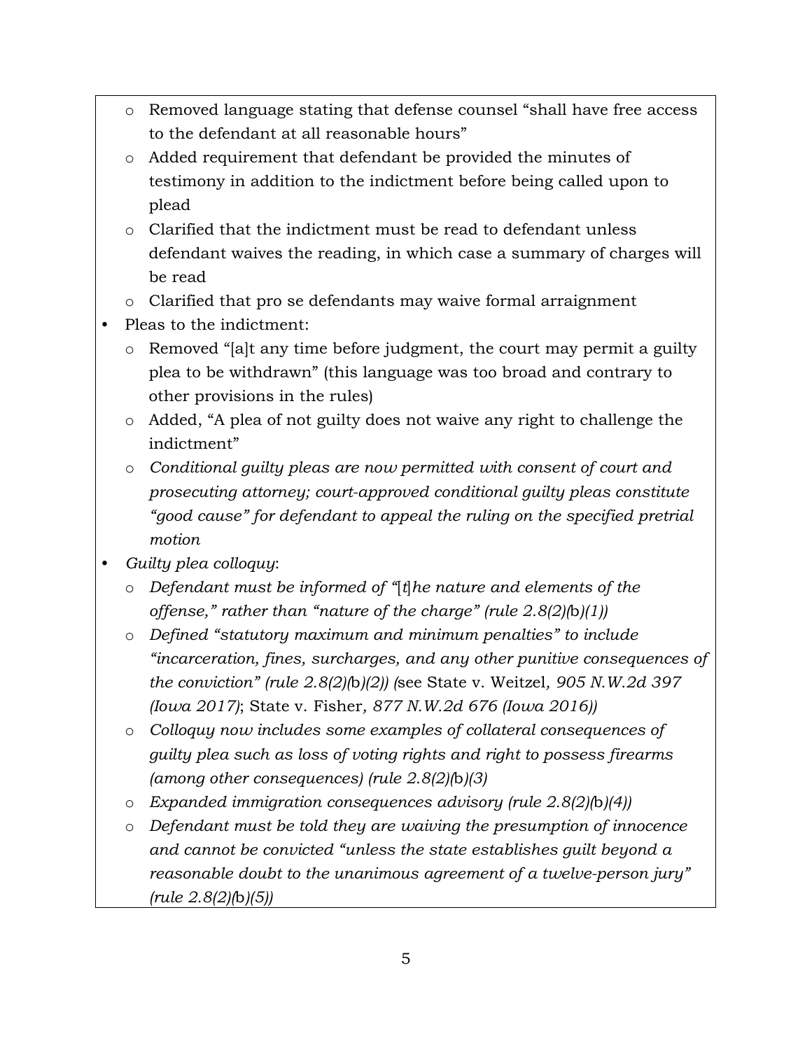- Removed language stating that defense counsel "shall have free access to the defendant at all reasonable hours"
  - Added requirement that defendant be provided the minutes of testimony in addition to the indictment before being called upon to plead
  - Clarified that the indictment must be read to defendant unless defendant waives the reading, in which case a summary of charges will be read
  - Clarified that pro se defendants may waive formal arraignment
- Pleas to the indictment:
  - Removed "[a]t any time before judgment, the court may permit a guilty plea to be withdrawn" (this language was too broad and contrary to other provisions in the rules)
  - Added, "A plea of not guilty does not waive any right to challenge the indictment"
  - *Conditional guilty pleas are now permitted with consent of court and prosecuting attorney; court-approved conditional guilty pleas constitute "good cause" for defendant to appeal the ruling on the specified pretrial motion*
- *Guilty plea colloquy*:
  - *Defendant must be informed of "[t]he nature and elements of the offense," rather than "nature of the charge" (rule 2.8(2)(b)(1))*
  - *Defined "statutory maximum and minimum penalties" to include "incarceration, fines, surcharges, and any other punitive consequences of the conviction" (rule 2.8(2)(b)(2)) (*see State v. Weitzel*, 905 N.W.2d 397 (Iowa 2017)*; State v. Fisher*, 877 N.W.2d 676 (Iowa 2016))*
  - *Colloquy now includes some examples of collateral consequences of guilty plea such as loss of voting rights and right to possess firearms (among other consequences) (rule 2.8(2)(b)(3)*
  - *Expanded immigration consequences advisory (rule 2.8(2)(b)(4))*
  - *Defendant must be told they are waiving the presumption of innocence and cannot be convicted "unless the state establishes guilt beyond a reasonable doubt to the unanimous agreement of a twelve-person jury" (rule 2.8(2)(b)(5))*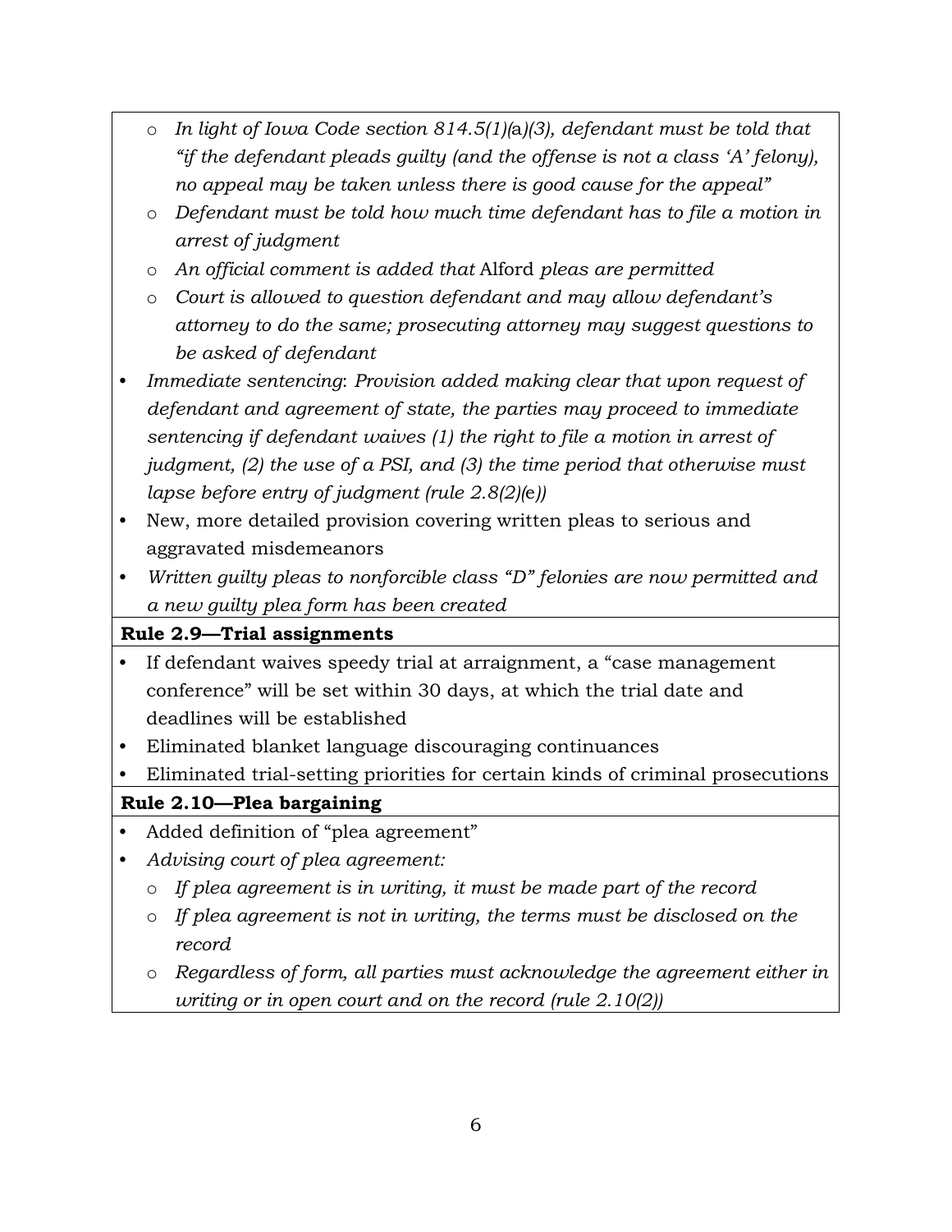- *In light of Iowa Code section 814.5(1)(*a*)(3), defendant must be told that "if the defendant pleads guilty (and the offense is not a class 'A' felony), no appeal may be taken unless there is good cause for the appeal"*
  - *Defendant must be told how much time defendant has to file a motion in arrest of judgment*
  - *An official comment is added that* Alford *pleas are permitted*
  - *Court is allowed to question defendant and may allow defendant's attorney to do the same; prosecuting attorney may suggest questions to be asked of defendant*
- *Immediate sentencing*: *Provision added making clear that upon request of defendant and agreement of state, the parties may proceed to immediate sentencing if defendant waives (1) the right to file a motion in arrest of judgment, (2) the use of a PSI, and (3) the time period that otherwise must lapse before entry of judgment (rule 2.8(2)(*e*))*
- New, more detailed provision covering written pleas to serious and aggravated misdemeanors
- *Written guilty pleas to nonforcible class "D" felonies are now permitted and a new guilty plea form has been created*

**Rule 2.9—Trial assignments**

- If defendant waives speedy trial at arraignment, a "case management conference" will be set within 30 days, at which the trial date and deadlines will be established
- Eliminated blanket language discouraging continuances
- Eliminated trial-setting priorities for certain kinds of criminal prosecutions

**Rule 2.10—Plea bargaining**

- Added definition of "plea agreement"
- *Advising court of plea agreement:*
  - *If plea agreement is in writing, it must be made part of the record*
  - *If plea agreement is not in writing, the terms must be disclosed on the record*
  - *Regardless of form, all parties must acknowledge the agreement either in writing or in open court and on the record (rule 2.10(2))*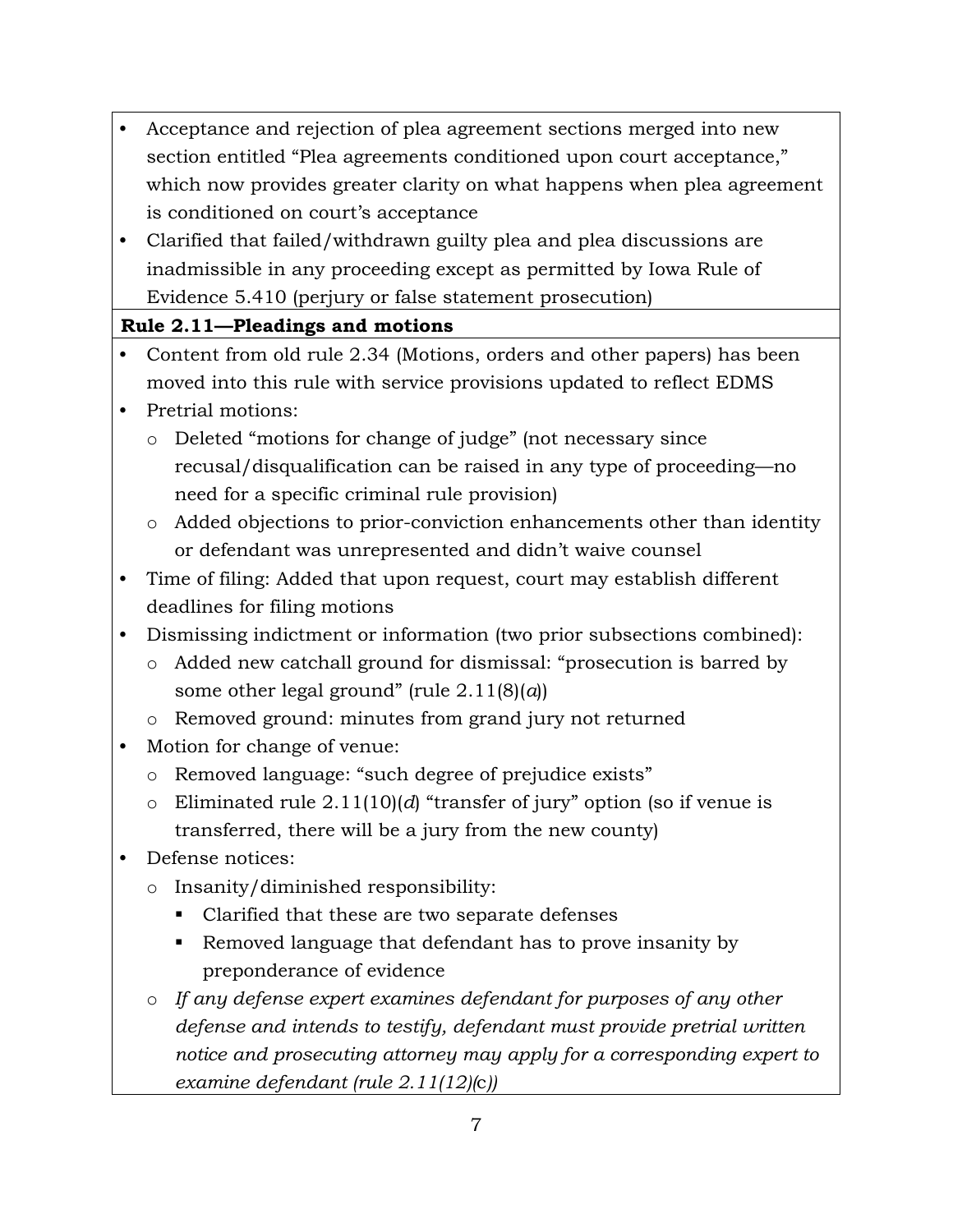- Acceptance and rejection of plea agreement sections merged into new section entitled "Plea agreements conditioned upon court acceptance," which now provides greater clarity on what happens when plea agreement is conditioned on court's acceptance
- Clarified that failed/withdrawn guilty plea and plea discussions are inadmissible in any proceeding except as permitted by Iowa Rule of Evidence 5.410 (perjury or false statement prosecution)

**Rule 2.11—Pleadings and motions**

- Content from old rule 2.34 (Motions, orders and other papers) has been moved into this rule with service provisions updated to reflect EDMS
- Pretrial motions:
  - Deleted "motions for change of judge" (not necessary since recusal/disqualification can be raised in any type of proceeding—no need for a specific criminal rule provision)
  - Added objections to prior-conviction enhancements other than identity or defendant was unrepresented and didn't waive counsel
- Time of filing: Added that upon request, court may establish different deadlines for filing motions
- Dismissing indictment or information (two prior subsections combined):
  - Added new catchall ground for dismissal: "prosecution is barred by some other legal ground" (rule 2.11(8)(*a*))
  - Removed ground: minutes from grand jury not returned
- Motion for change of venue:
  - Removed language: "such degree of prejudice exists"
  - Eliminated rule 2.11(10)(*d*) "transfer of jury" option (so if venue is transferred, there will be a jury from the new county)
- Defense notices:
  - Insanity/diminished responsibility:
    - Clarified that these are two separate defenses
    - Removed language that defendant has to prove insanity by preponderance of evidence
  - *If any defense expert examines defendant for purposes of any other defense and intends to testify, defendant must provide pretrial written notice and prosecuting attorney may apply for a corresponding expert to examine defendant (rule 2.11(12)(c))*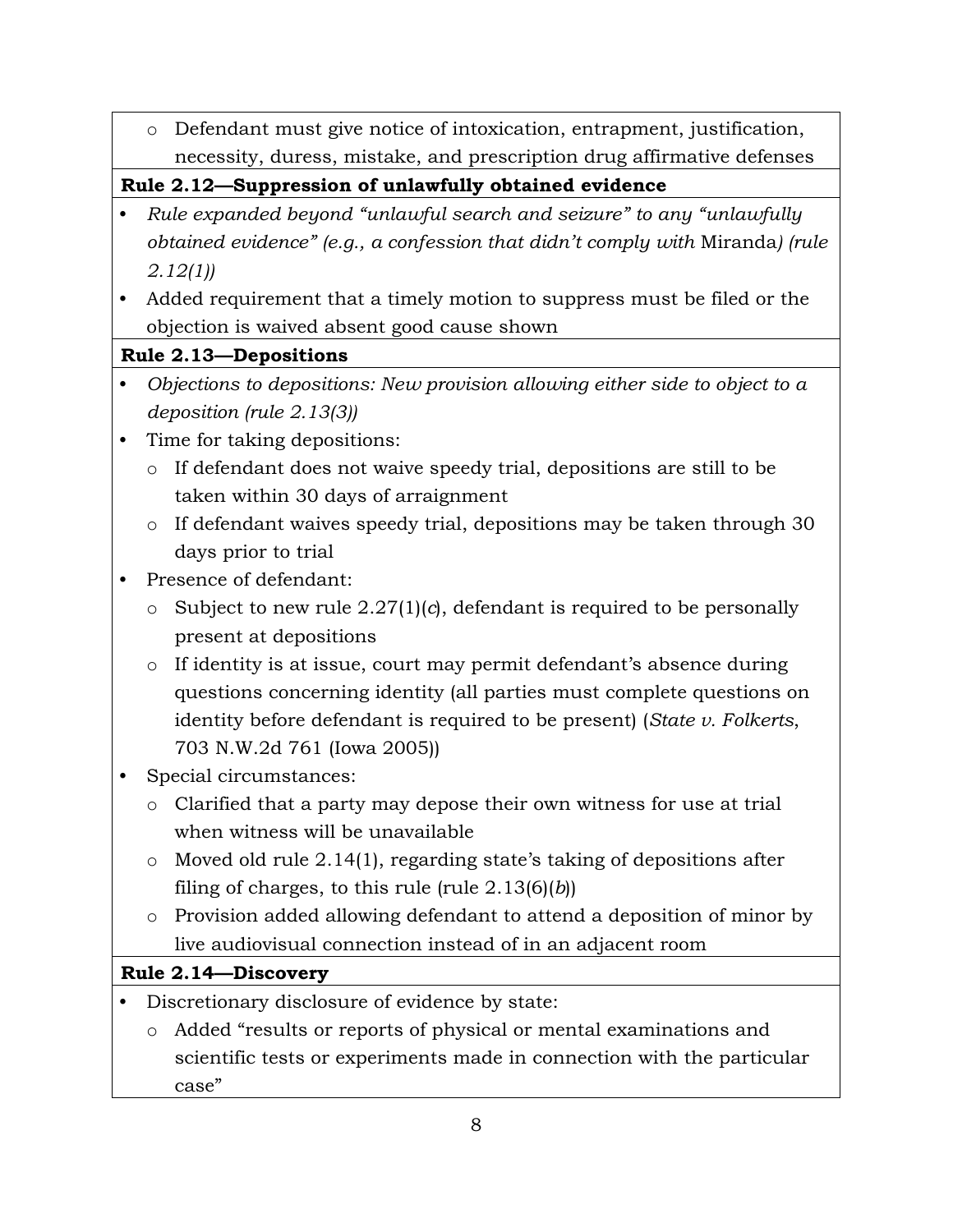- Defendant must give notice of intoxication, entrapment, justification, necessity, duress, mistake, and prescription drug affirmative defenses

**Rule 2.12—Suppression of unlawfully obtained evidence**

- *Rule expanded beyond "unlawful search and seizure" to any "unlawfully obtained evidence" (e.g., a confession that didn't comply with* Miranda*) (rule 2.12(1))*
- Added requirement that a timely motion to suppress must be filed or the objection is waived absent good cause shown

**Rule 2.13—Depositions**

- *Objections to depositions: New provision allowing either side to object to a deposition (rule 2.13(3))*
- Time for taking depositions:
  - If defendant does not waive speedy trial, depositions are still to be taken within 30 days of arraignment
  - If defendant waives speedy trial, depositions may be taken through 30 days prior to trial
- Presence of defendant:
  - Subject to new rule 2.27(1)(*c*), defendant is required to be personally present at depositions
  - If identity is at issue, court may permit defendant's absence during questions concerning identity (all parties must complete questions on identity before defendant is required to be present) (*State v. Folkerts*, 703 N.W.2d 761 (Iowa 2005))
- Special circumstances:
  - Clarified that a party may depose their own witness for use at trial when witness will be unavailable
  - Moved old rule 2.14(1), regarding state's taking of depositions after filing of charges, to this rule (rule 2.13(6)(*b*))
  - Provision added allowing defendant to attend a deposition of minor by live audiovisual connection instead of in an adjacent room

**Rule 2.14—Discovery**

- Discretionary disclosure of evidence by state:
  - Added "results or reports of physical or mental examinations and scientific tests or experiments made in connection with the particular case"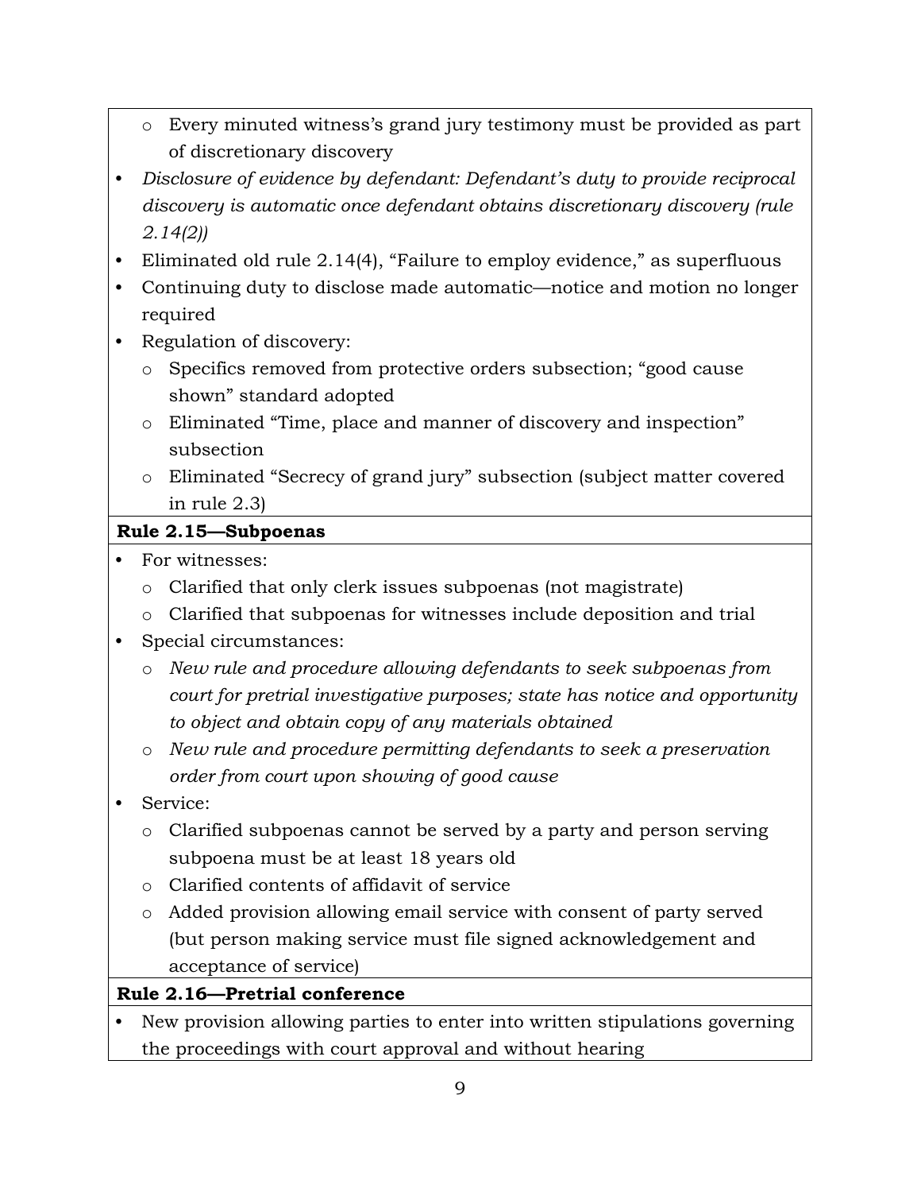- Every minuted witness's grand jury testimony must be provided as part of discretionary discovery
- *Disclosure of evidence by defendant: Defendant's duty to provide reciprocal discovery is automatic once defendant obtains discretionary discovery (rule 2.14(2))*
- Eliminated old rule 2.14(4), "Failure to employ evidence," as superfluous
- Continuing duty to disclose made automatic—notice and motion no longer required
- Regulation of discovery:
    - Specifics removed from protective orders subsection; "good cause shown" standard adopted
    - Eliminated "Time, place and manner of discovery and inspection" subsection
    - Eliminated "Secrecy of grand jury" subsection (subject matter covered in rule 2.3)

**Rule 2.15—Subpoenas**

- For witnesses:
    - Clarified that only clerk issues subpoenas (not magistrate)
    - Clarified that subpoenas for witnesses include deposition and trial
- Special circumstances:
    - *New rule and procedure allowing defendants to seek subpoenas from court for pretrial investigative purposes; state has notice and opportunity to object and obtain copy of any materials obtained*
    - *New rule and procedure permitting defendants to seek a preservation order from court upon showing of good cause*
- Service:
    - Clarified subpoenas cannot be served by a party and person serving subpoena must be at least 18 years old
    - Clarified contents of affidavit of service
    - Added provision allowing email service with consent of party served (but person making service must file signed acknowledgement and acceptance of service)

**Rule 2.16—Pretrial conference**

- New provision allowing parties to enter into written stipulations governing the proceedings with court approval and without hearing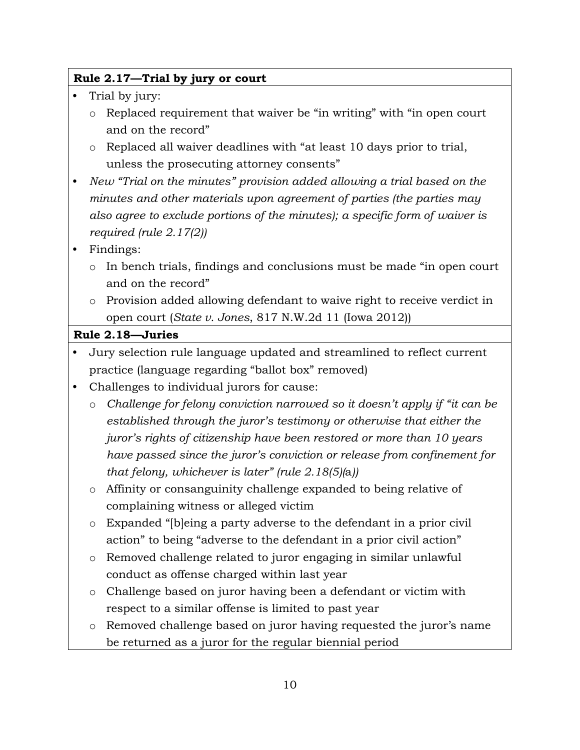| **Rule 2.17—Trial by jury or court** |
|---|
| • Trial by jury:<br>  o Replaced requirement that waiver be "in writing" with "in open court and on the record"<br>  o Replaced all waiver deadlines with "at least 10 days prior to trial, unless the prosecuting attorney consents"<br>• *New "Trial on the minutes" provision added allowing a trial based on the minutes and other materials upon agreement of parties (the parties may also agree to exclude portions of the minutes); a specific form of waiver is required (rule 2.17(2))*<br>• Findings:<br>  o In bench trials, findings and conclusions must be made "in open court and on the record"<br>  o Provision added allowing defendant to waive right to receive verdict in open court (*State v. Jones*, 817 N.W.2d 11 (Iowa 2012)) |
| **Rule 2.18—Juries** |
| • Jury selection rule language updated and streamlined to reflect current practice (language regarding "ballot box" removed)<br>• Challenges to individual jurors for cause:<br>  o *Challenge for felony conviction narrowed so it doesn't apply if "it can be established through the juror's testimony or otherwise that either the juror's rights of citizenship have been restored or more than 10 years have passed since the juror's conviction or release from confinement for that felony, whichever is later" (rule 2.18(5)(*a*))*<br>  o Affinity or consanguinity challenge expanded to being relative of complaining witness or alleged victim<br>  o Expanded "[b]eing a party adverse to the defendant in a prior civil action" to being "adverse to the defendant in a prior civil action"<br>  o Removed challenge related to juror engaging in similar unlawful conduct as offense charged within last year<br>  o Challenge based on juror having been a defendant or victim with respect to a similar offense is limited to past year<br>  o Removed challenge based on juror having requested the juror's name be returned as a juror for the regular biennial period |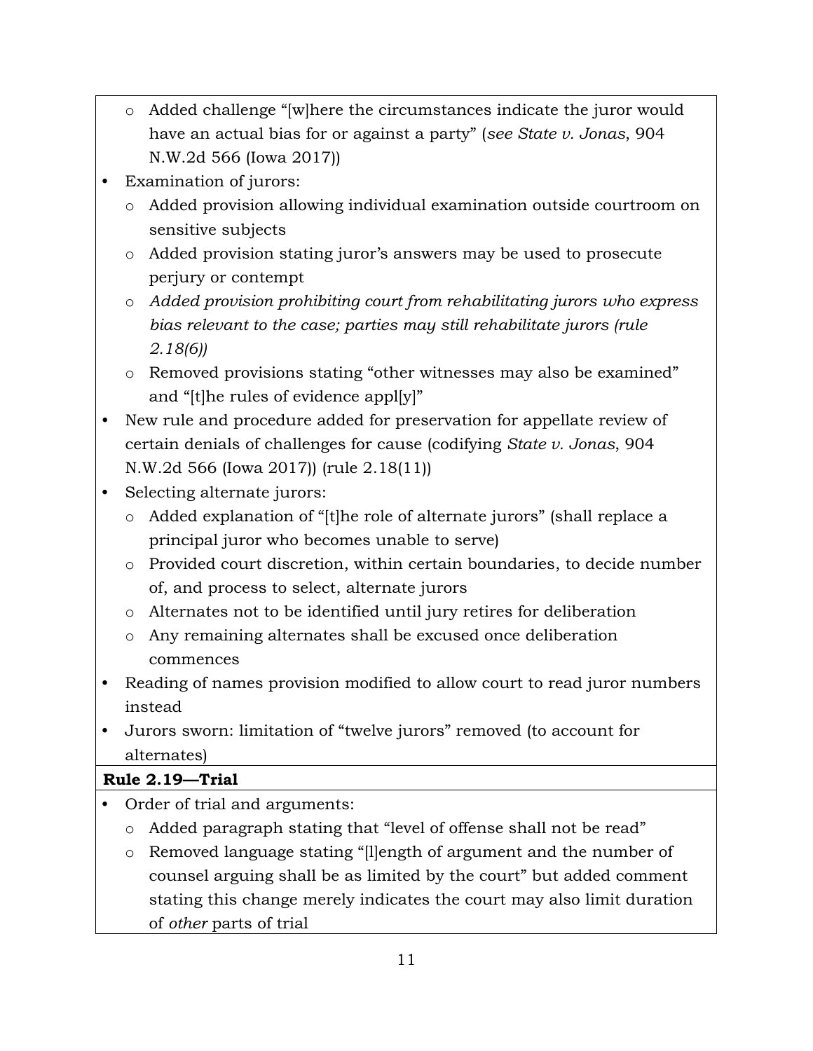- Added challenge "[w]here the circumstances indicate the juror would have an actual bias for or against a party" (*see State v. Jonas*, 904 N.W.2d 566 (Iowa 2017))

- Examination of jurors:
  - Added provision allowing individual examination outside courtroom on sensitive subjects
  - Added provision stating juror's answers may be used to prosecute perjury or contempt
  - *Added provision prohibiting court from rehabilitating jurors who express bias relevant to the case; parties may still rehabilitate jurors (rule 2.18(6))*
  - Removed provisions stating "other witnesses may also be examined" and "[t]he rules of evidence appl[y]"
- New rule and procedure added for preservation for appellate review of certain denials of challenges for cause (codifying *State v. Jonas*, 904 N.W.2d 566 (Iowa 2017)) (rule 2.18(11))
- Selecting alternate jurors:
  - Added explanation of "[t]he role of alternate jurors" (shall replace a principal juror who becomes unable to serve)
  - Provided court discretion, within certain boundaries, to decide number of, and process to select, alternate jurors
  - Alternates not to be identified until jury retires for deliberation
  - Any remaining alternates shall be excused once deliberation commences
- Reading of names provision modified to allow court to read juror numbers instead
- Jurors sworn: limitation of "twelve jurors" removed (to account for alternates)

**Rule 2.19—Trial**

- Order of trial and arguments:
  - Added paragraph stating that "level of offense shall not be read"
  - Removed language stating "[l]ength of argument and the number of counsel arguing shall be as limited by the court" but added comment stating this change merely indicates the court may also limit duration of *other* parts of trial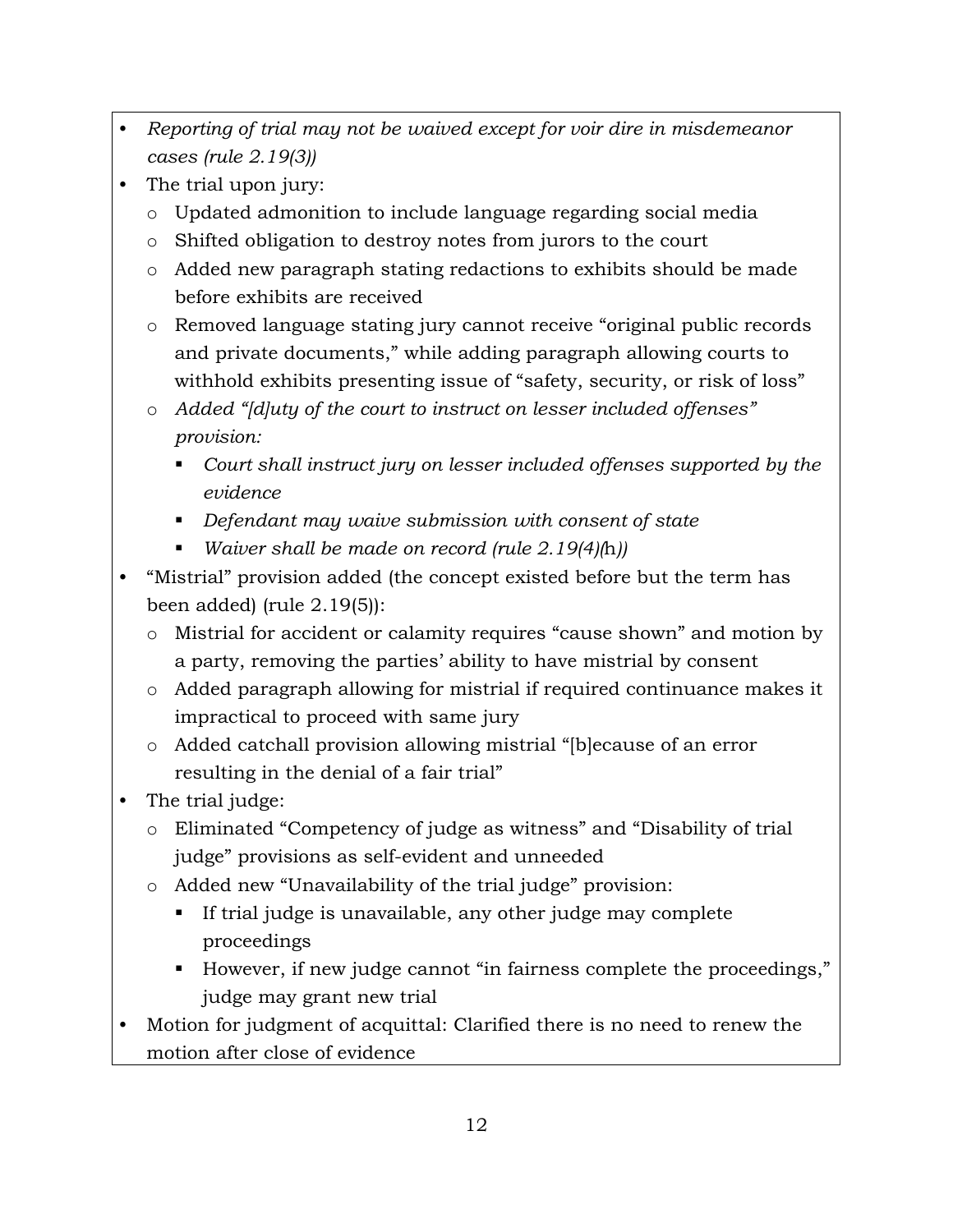- *Reporting of trial may not be waived except for voir dire in misdemeanor cases (rule 2.19(3))*
- The trial upon jury:
  - Updated admonition to include language regarding social media
  - Shifted obligation to destroy notes from jurors to the court
  - Added new paragraph stating redactions to exhibits should be made before exhibits are received
  - Removed language stating jury cannot receive "original public records and private documents," while adding paragraph allowing courts to withhold exhibits presenting issue of "safety, security, or risk of loss"
  - *Added "[d]uty of the court to instruct on lesser included offenses" provision:*
    - *Court shall instruct jury on lesser included offenses supported by the evidence*
    - *Defendant may waive submission with consent of state*
    - *Waiver shall be made on record (rule 2.19(4)(*h*))*
- "Mistrial" provision added (the concept existed before but the term has been added) (rule 2.19(5)):
  - Mistrial for accident or calamity requires "cause shown" and motion by a party, removing the parties' ability to have mistrial by consent
  - Added paragraph allowing for mistrial if required continuance makes it impractical to proceed with same jury
  - Added catchall provision allowing mistrial "[b]ecause of an error resulting in the denial of a fair trial"
- The trial judge:
  - Eliminated "Competency of judge as witness" and "Disability of trial judge" provisions as self-evident and unneeded
  - Added new "Unavailability of the trial judge" provision:
    - If trial judge is unavailable, any other judge may complete proceedings
    - However, if new judge cannot "in fairness complete the proceedings," judge may grant new trial
- Motion for judgment of acquittal: Clarified there is no need to renew the motion after close of evidence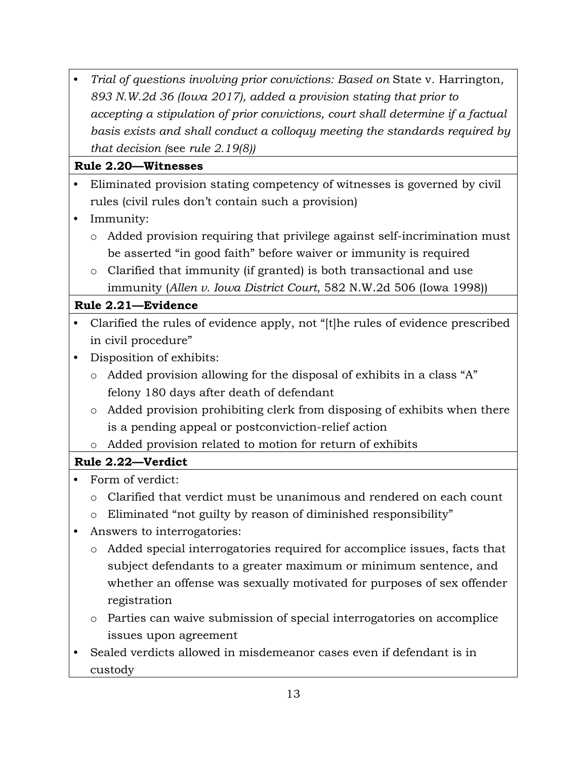- *Trial of questions involving prior convictions: Based on* State v. Harrington*, 893 N.W.2d 36 (Iowa 2017), added a provision stating that prior to accepting a stipulation of prior convictions, court shall determine if a factual basis exists and shall conduct a colloquy meeting the standards required by that decision (*see *rule 2.19(8))*

**Rule 2.20—Witnesses**

- Eliminated provision stating competency of witnesses is governed by civil rules (civil rules don't contain such a provision)
- Immunity:
  - Added provision requiring that privilege against self-incrimination must be asserted "in good faith" before waiver or immunity is required
  - Clarified that immunity (if granted) is both transactional and use immunity (*Allen v. Iowa District Court*, 582 N.W.2d 506 (Iowa 1998))

**Rule 2.21—Evidence**

- Clarified the rules of evidence apply, not "[t]he rules of evidence prescribed in civil procedure"
- Disposition of exhibits:
  - Added provision allowing for the disposal of exhibits in a class "A" felony 180 days after death of defendant
  - Added provision prohibiting clerk from disposing of exhibits when there is a pending appeal or postconviction-relief action
  - Added provision related to motion for return of exhibits

**Rule 2.22—Verdict**

- Form of verdict:
  - Clarified that verdict must be unanimous and rendered on each count
  - Eliminated "not guilty by reason of diminished responsibility"
- Answers to interrogatories:
  - Added special interrogatories required for accomplice issues, facts that subject defendants to a greater maximum or minimum sentence, and whether an offense was sexually motivated for purposes of sex offender registration
  - Parties can waive submission of special interrogatories on accomplice issues upon agreement
- Sealed verdicts allowed in misdemeanor cases even if defendant is in custody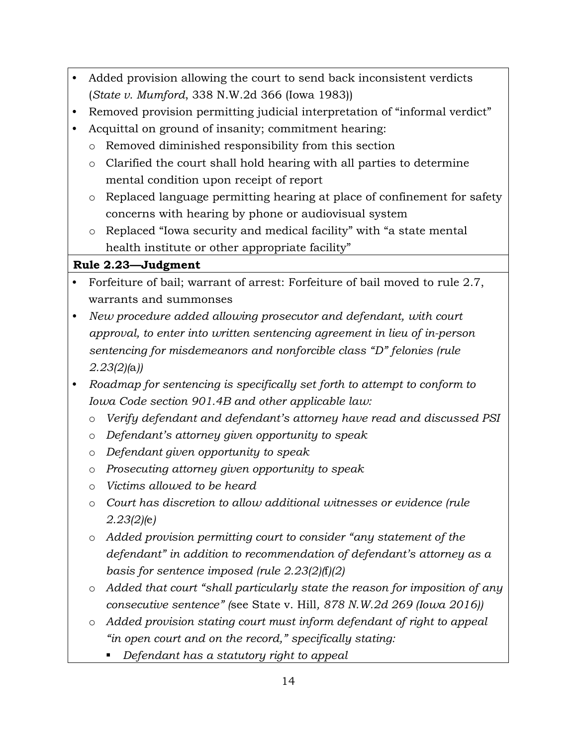- Added provision allowing the court to send back inconsistent verdicts (*State v. Mumford*, 338 N.W.2d 366 (Iowa 1983))
- Removed provision permitting judicial interpretation of "informal verdict"
- Acquittal on ground of insanity; commitment hearing:
  - Removed diminished responsibility from this section
  - Clarified the court shall hold hearing with all parties to determine mental condition upon receipt of report
  - Replaced language permitting hearing at place of confinement for safety concerns with hearing by phone or audiovisual system
  - Replaced "Iowa security and medical facility" with "a state mental health institute or other appropriate facility"

**Rule 2.23—Judgment**

- Forfeiture of bail; warrant of arrest: Forfeiture of bail moved to rule 2.7, warrants and summonses
- *New procedure added allowing prosecutor and defendant, with court approval, to enter into written sentencing agreement in lieu of in-person sentencing for misdemeanors and nonforcible class "D" felonies (rule 2.23(2)(*a*))*
- *Roadmap for sentencing is specifically set forth to attempt to conform to Iowa Code section 901.4B and other applicable law:*
  - *Verify defendant and defendant's attorney have read and discussed PSI*
  - *Defendant's attorney given opportunity to speak*
  - *Defendant given opportunity to speak*
  - *Prosecuting attorney given opportunity to speak*
  - *Victims allowed to be heard*
  - *Court has discretion to allow additional witnesses or evidence (rule 2.23(2)(*e*)*
  - *Added provision permitting court to consider "any statement of the defendant" in addition to recommendation of defendant's attorney as a basis for sentence imposed (rule 2.23(2)(*f*)(2)*
  - *Added that court "shall particularly state the reason for imposition of any consecutive sentence" (*see State v. Hill*, 878 N.W.2d 269 (Iowa 2016))*
  - *Added provision stating court must inform defendant of right to appeal "in open court and on the record," specifically stating:*
    - *Defendant has a statutory right to appeal*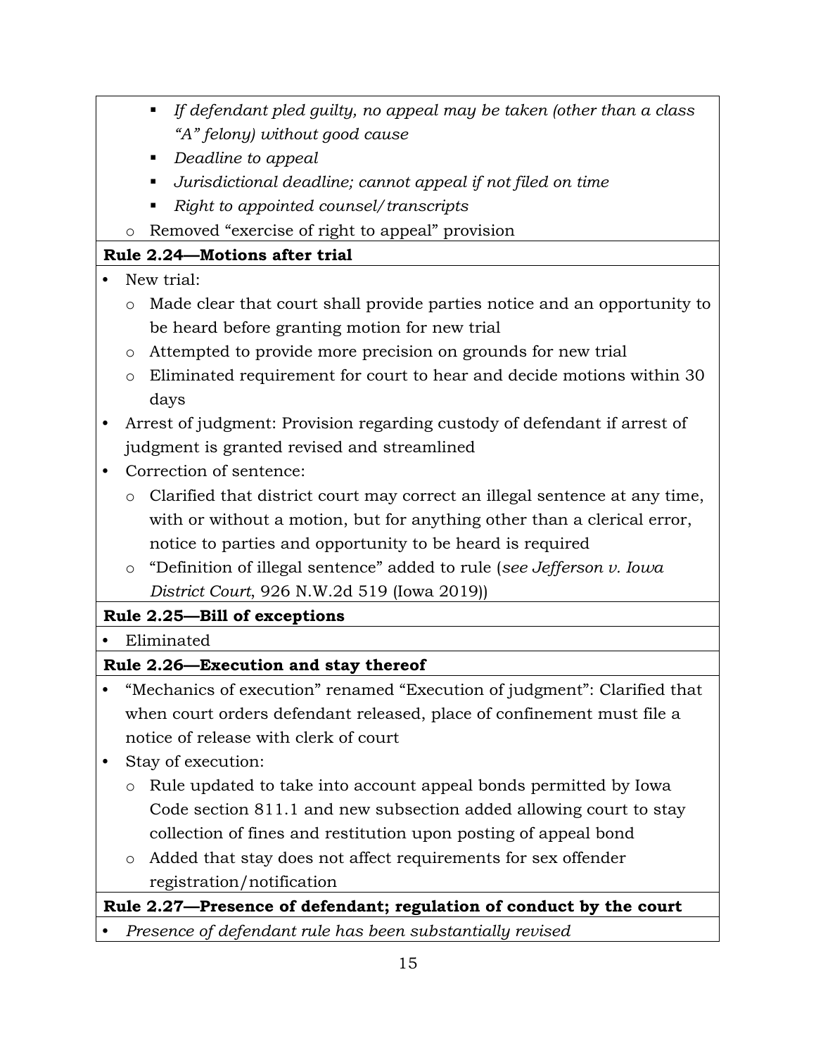- *If defendant pled guilty, no appeal may be taken (other than a class "A" felony) without good cause*
        - *Deadline to appeal*
        - *Jurisdictional deadline; cannot appeal if not filed on time*
        - *Right to appointed counsel/transcripts*
    - Removed "exercise of right to appeal" provision

**Rule 2.24—Motions after trial**

- New trial:
    - Made clear that court shall provide parties notice and an opportunity to be heard before granting motion for new trial
    - Attempted to provide more precision on grounds for new trial
    - Eliminated requirement for court to hear and decide motions within 30 days
- Arrest of judgment: Provision regarding custody of defendant if arrest of judgment is granted revised and streamlined
- Correction of sentence:
    - Clarified that district court may correct an illegal sentence at any time, with or without a motion, but for anything other than a clerical error, notice to parties and opportunity to be heard is required
    - "Definition of illegal sentence" added to rule (*see Jefferson v. Iowa District Court*, 926 N.W.2d 519 (Iowa 2019))

**Rule 2.25—Bill of exceptions**

- Eliminated

**Rule 2.26—Execution and stay thereof**

- "Mechanics of execution" renamed "Execution of judgment": Clarified that when court orders defendant released, place of confinement must file a notice of release with clerk of court
- Stay of execution:
    - Rule updated to take into account appeal bonds permitted by Iowa Code section 811.1 and new subsection added allowing court to stay collection of fines and restitution upon posting of appeal bond
    - Added that stay does not affect requirements for sex offender registration/notification

**Rule 2.27—Presence of defendant; regulation of conduct by the court**

- *Presence of defendant rule has been substantially revised*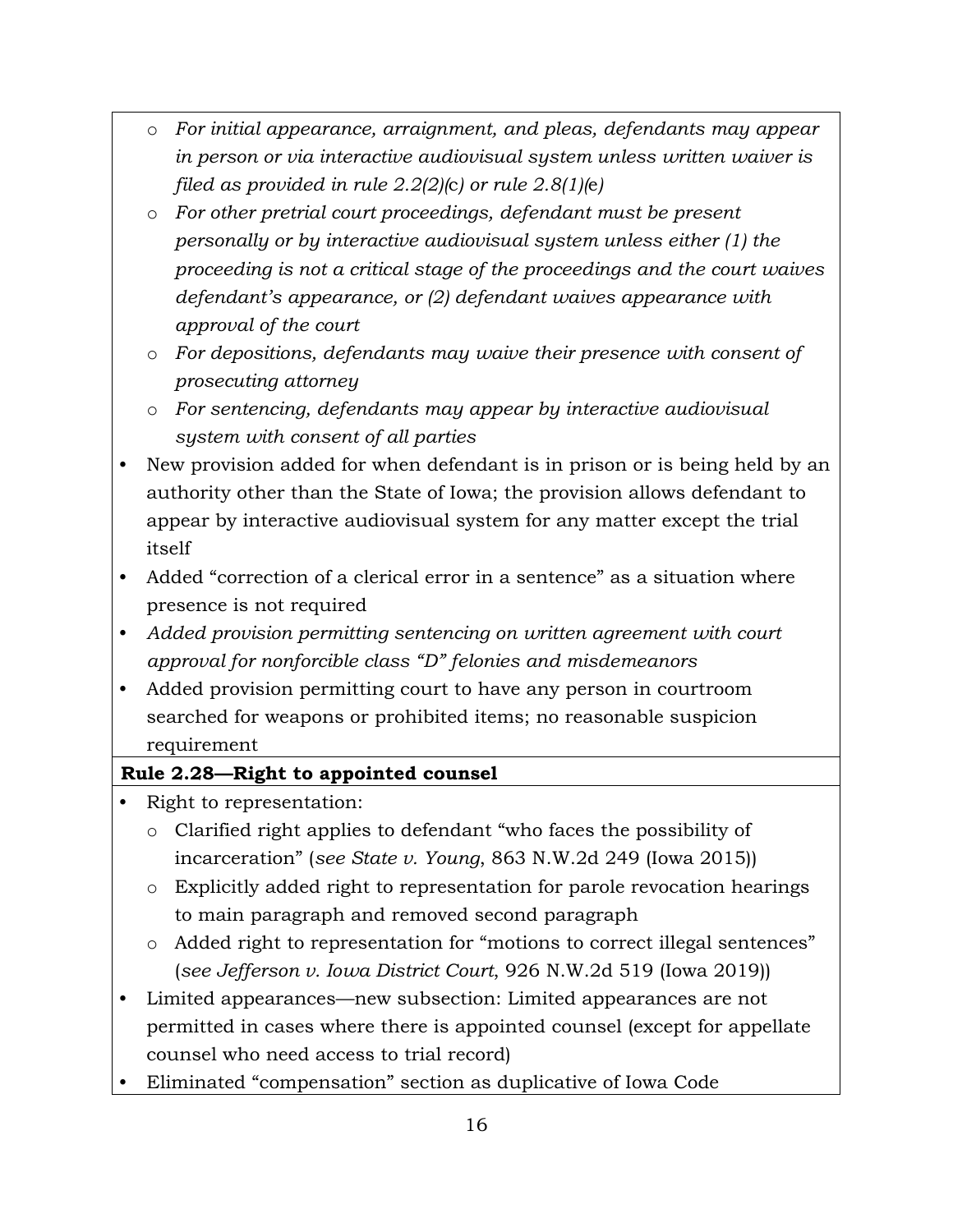- *For initial appearance, arraignment, and pleas, defendants may appear in person or via interactive audiovisual system unless written waiver is filed as provided in rule 2.2(2)(*c*) or rule 2.8(1)(*e*)*
  - *For other pretrial court proceedings, defendant must be present personally or by interactive audiovisual system unless either (1) the proceeding is not a critical stage of the proceedings and the court waives defendant's appearance, or (2) defendant waives appearance with approval of the court*
  - *For depositions, defendants may waive their presence with consent of prosecuting attorney*
  - *For sentencing, defendants may appear by interactive audiovisual system with consent of all parties*
- New provision added for when defendant is in prison or is being held by an authority other than the State of Iowa; the provision allows defendant to appear by interactive audiovisual system for any matter except the trial itself
- Added "correction of a clerical error in a sentence" as a situation where presence is not required
- *Added provision permitting sentencing on written agreement with court approval for nonforcible class "D" felonies and misdemeanors*
- Added provision permitting court to have any person in courtroom searched for weapons or prohibited items; no reasonable suspicion requirement

**Rule 2.28—Right to appointed counsel**

- Right to representation:
  - Clarified right applies to defendant "who faces the possibility of incarceration" (*see State v. Young*, 863 N.W.2d 249 (Iowa 2015))
  - Explicitly added right to representation for parole revocation hearings to main paragraph and removed second paragraph
  - Added right to representation for "motions to correct illegal sentences" (*see Jefferson v. Iowa District Court*, 926 N.W.2d 519 (Iowa 2019))
- Limited appearances—new subsection: Limited appearances are not permitted in cases where there is appointed counsel (except for appellate counsel who need access to trial record)
- Eliminated "compensation" section as duplicative of Iowa Code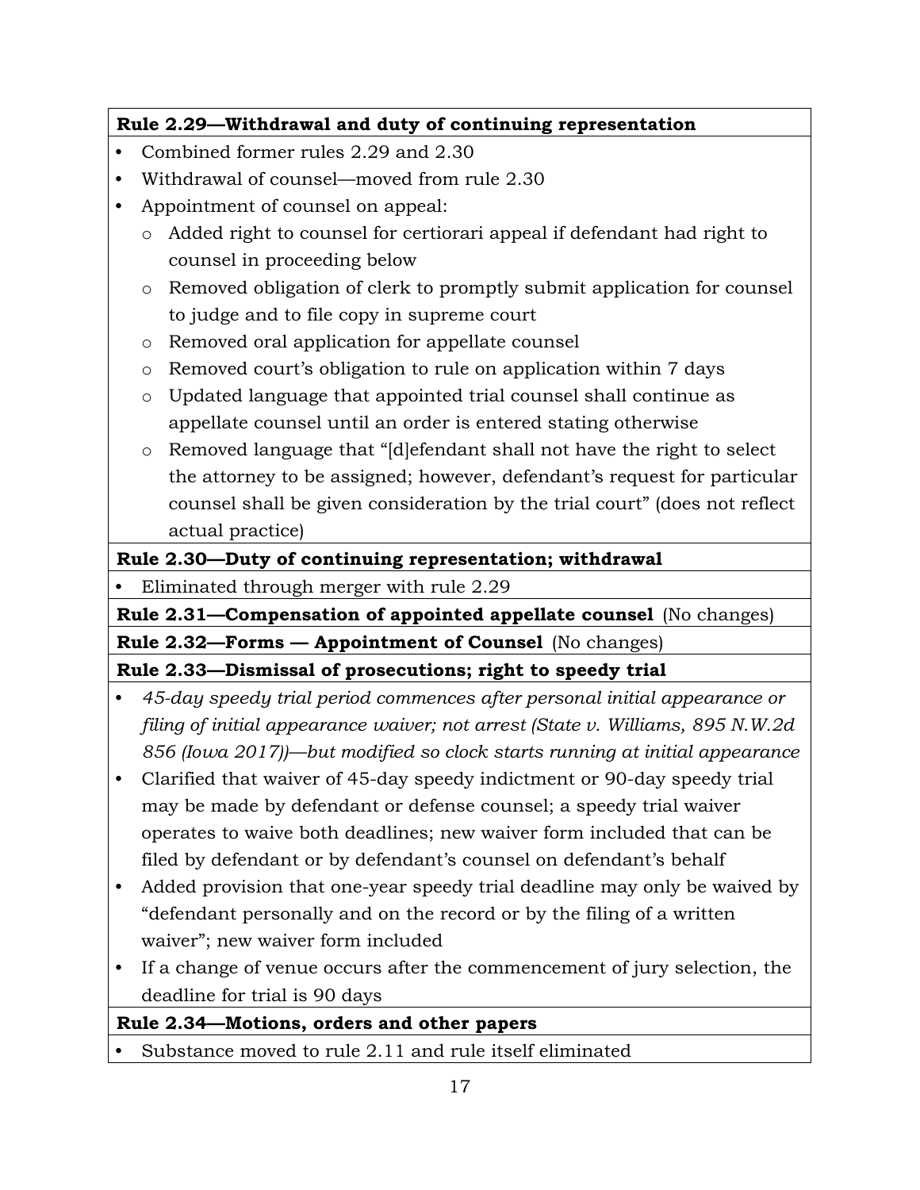**Rule 2.29—Withdrawal and duty of continuing representation**

- Combined former rules 2.29 and 2.30
- Withdrawal of counsel—moved from rule 2.30
- Appointment of counsel on appeal:
  - Added right to counsel for certiorari appeal if defendant had right to counsel in proceeding below
  - Removed obligation of clerk to promptly submit application for counsel to judge and to file copy in supreme court
  - Removed oral application for appellate counsel
  - Removed court's obligation to rule on application within 7 days
  - Updated language that appointed trial counsel shall continue as appellate counsel until an order is entered stating otherwise
  - Removed language that "[d]efendant shall not have the right to select the attorney to be assigned; however, defendant's request for particular counsel shall be given consideration by the trial court" (does not reflect actual practice)

**Rule 2.30—Duty of continuing representation; withdrawal**

- Eliminated through merger with rule 2.29

**Rule 2.31—Compensation of appointed appellate counsel** (No changes)

**Rule 2.32—Forms — Appointment of Counsel** (No changes)

**Rule 2.33—Dismissal of prosecutions; right to speedy trial**

- *45-day speedy trial period commences after personal initial appearance or filing of initial appearance waiver; not arrest (State v. Williams, 895 N.W.2d 856 (Iowa 2017))—but modified so clock starts running at initial appearance*
- Clarified that waiver of 45-day speedy indictment or 90-day speedy trial may be made by defendant or defense counsel; a speedy trial waiver operates to waive both deadlines; new waiver form included that can be filed by defendant or by defendant's counsel on defendant's behalf
- Added provision that one-year speedy trial deadline may only be waived by "defendant personally and on the record or by the filing of a written waiver"; new waiver form included
- If a change of venue occurs after the commencement of jury selection, the deadline for trial is 90 days

**Rule 2.34—Motions, orders and other papers**

- Substance moved to rule 2.11 and rule itself eliminated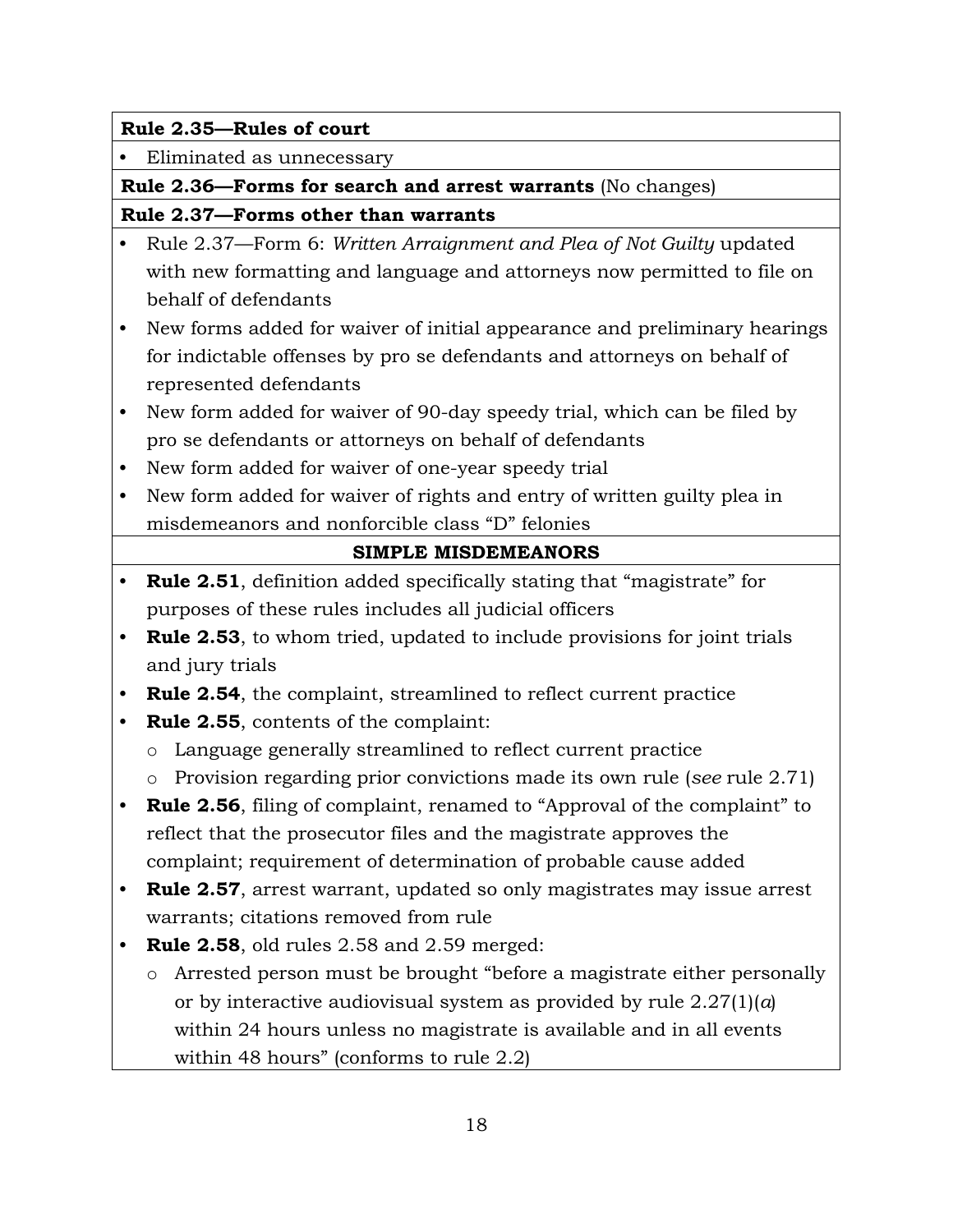**Rule 2.35—Rules of court**

- Eliminated as unnecessary

**Rule 2.36—Forms for search and arrest warrants** (No changes)

**Rule 2.37—Forms other than warrants**

- Rule 2.37—Form 6: *Written Arraignment and Plea of Not Guilty* updated with new formatting and language and attorneys now permitted to file on behalf of defendants
- New forms added for waiver of initial appearance and preliminary hearings for indictable offenses by pro se defendants and attorneys on behalf of represented defendants
- New form added for waiver of 90-day speedy trial, which can be filed by pro se defendants or attorneys on behalf of defendants
- New form added for waiver of one-year speedy trial
- New form added for waiver of rights and entry of written guilty plea in misdemeanors and nonforcible class "D" felonies

**SIMPLE MISDEMEANORS**

- **Rule 2.51**, definition added specifically stating that "magistrate" for purposes of these rules includes all judicial officers
- **Rule 2.53**, to whom tried, updated to include provisions for joint trials and jury trials
- **Rule 2.54**, the complaint, streamlined to reflect current practice
- **Rule 2.55**, contents of the complaint:
  - Language generally streamlined to reflect current practice
  - Provision regarding prior convictions made its own rule (*see* rule 2.71)
- **Rule 2.56**, filing of complaint, renamed to "Approval of the complaint" to reflect that the prosecutor files and the magistrate approves the complaint; requirement of determination of probable cause added
- **Rule 2.57**, arrest warrant, updated so only magistrates may issue arrest warrants; citations removed from rule
- **Rule 2.58**, old rules 2.58 and 2.59 merged:
  - Arrested person must be brought "before a magistrate either personally or by interactive audiovisual system as provided by rule 2.27(1)(*a*) within 24 hours unless no magistrate is available and in all events within 48 hours" (conforms to rule 2.2)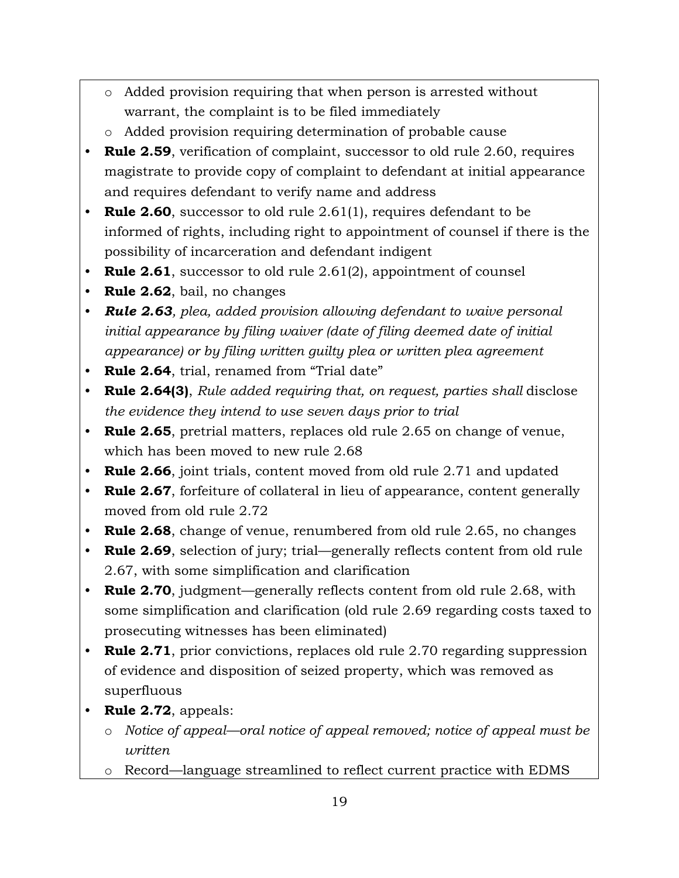- Added provision requiring that when person is arrested without warrant, the complaint is to be filed immediately
  - Added provision requiring determination of probable cause
- **Rule 2.59**, verification of complaint, successor to old rule 2.60, requires magistrate to provide copy of complaint to defendant at initial appearance and requires defendant to verify name and address
- **Rule 2.60**, successor to old rule 2.61(1), requires defendant to be informed of rights, including right to appointment of counsel if there is the possibility of incarceration and defendant indigent
- **Rule 2.61**, successor to old rule 2.61(2), appointment of counsel
- **Rule 2.62**, bail, no changes
- ***Rule 2.63**, plea, added provision allowing defendant to waive personal initial appearance by filing waiver (date of filing deemed date of initial appearance) or by filing written guilty plea or written plea agreement*
- **Rule 2.64**, trial, renamed from "Trial date"
- **Rule 2.64(3)**, *Rule added requiring that, on request, parties shall* disclose *the evidence they intend to use seven days prior to trial*
- **Rule 2.65**, pretrial matters, replaces old rule 2.65 on change of venue, which has been moved to new rule 2.68
- **Rule 2.66**, joint trials, content moved from old rule 2.71 and updated
- **Rule 2.67**, forfeiture of collateral in lieu of appearance, content generally moved from old rule 2.72
- **Rule 2.68**, change of venue, renumbered from old rule 2.65, no changes
- **Rule 2.69**, selection of jury; trial—generally reflects content from old rule 2.67, with some simplification and clarification
- **Rule 2.70**, judgment—generally reflects content from old rule 2.68, with some simplification and clarification (old rule 2.69 regarding costs taxed to prosecuting witnesses has been eliminated)
- **Rule 2.71**, prior convictions, replaces old rule 2.70 regarding suppression of evidence and disposition of seized property, which was removed as superfluous
- **Rule 2.72**, appeals:
  - *Notice of appeal—oral notice of appeal removed; notice of appeal must be written*
  - Record—language streamlined to reflect current practice with EDMS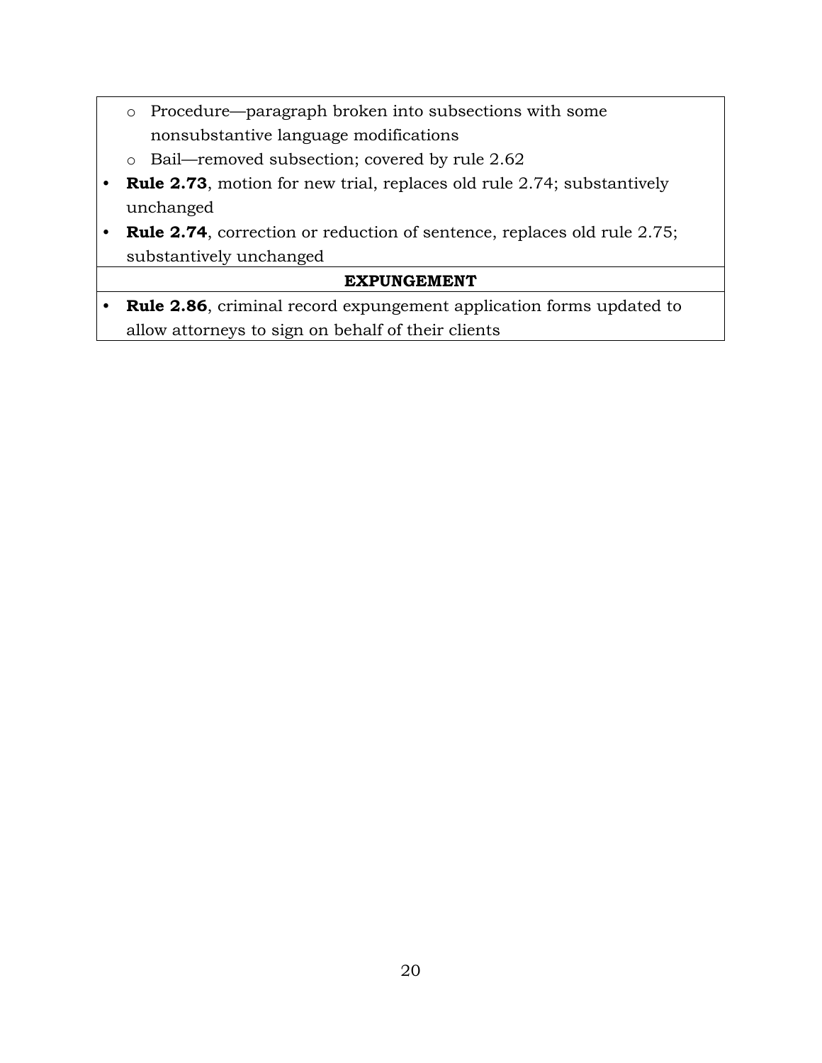- Procedure—paragraph broken into subsections with some nonsubstantive language modifications
- Bail—removed subsection; covered by rule 2.62

- **Rule 2.73**, motion for new trial, replaces old rule 2.74; substantively unchanged
- **Rule 2.74**, correction or reduction of sentence, replaces old rule 2.75; substantively unchanged

**EXPUNGEMENT**

- **Rule 2.86**, criminal record expungement application forms updated to allow attorneys to sign on behalf of their clients